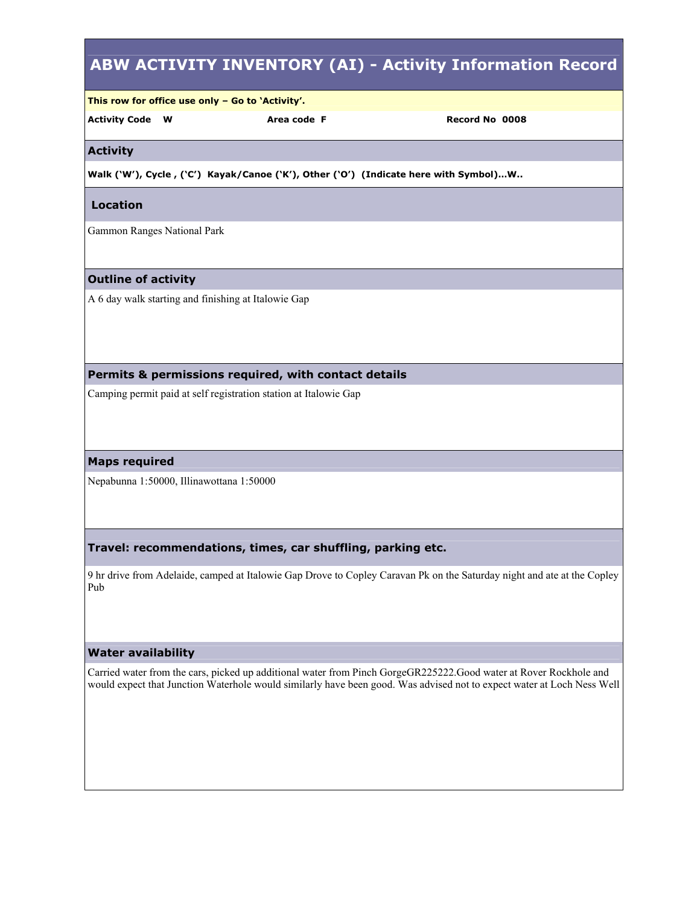# ABW ACTIVITY INVENTORY (AI) - Activity Information Record

**This row for office use only – Go to 'Activity'.**

**Activity Code W** **Area code F** **Record No 0008**

## Activity

**Walk ('W'), Cycle , ('C') Kayak/Canoe ('K'), Other ('O') (Indicate here with Symbol)…W..**

## Location

Gammon Ranges National Park

## Outline of activity

A 6 day walk starting and finishing at Italowie Gap

## Permits & permissions required, with contact details

Camping permit paid at self registration station at Italowie Gap

## Maps required

Nepabunna 1:50000, Illinawottana 1:50000

## Travel: recommendations, times, car shuffling, parking etc.

9 hr drive from Adelaide, camped at Italowie Gap Drove to Copley Caravan Pk on the Saturday night and ate at the Copley Pub

## Water availability

Carried water from the cars, picked up additional water from Pinch GorgeGR225222.Good water at Rover Rockhole and would expect that Junction Waterhole would similarly have been good. Was advised not to expect water at Loch Ness Well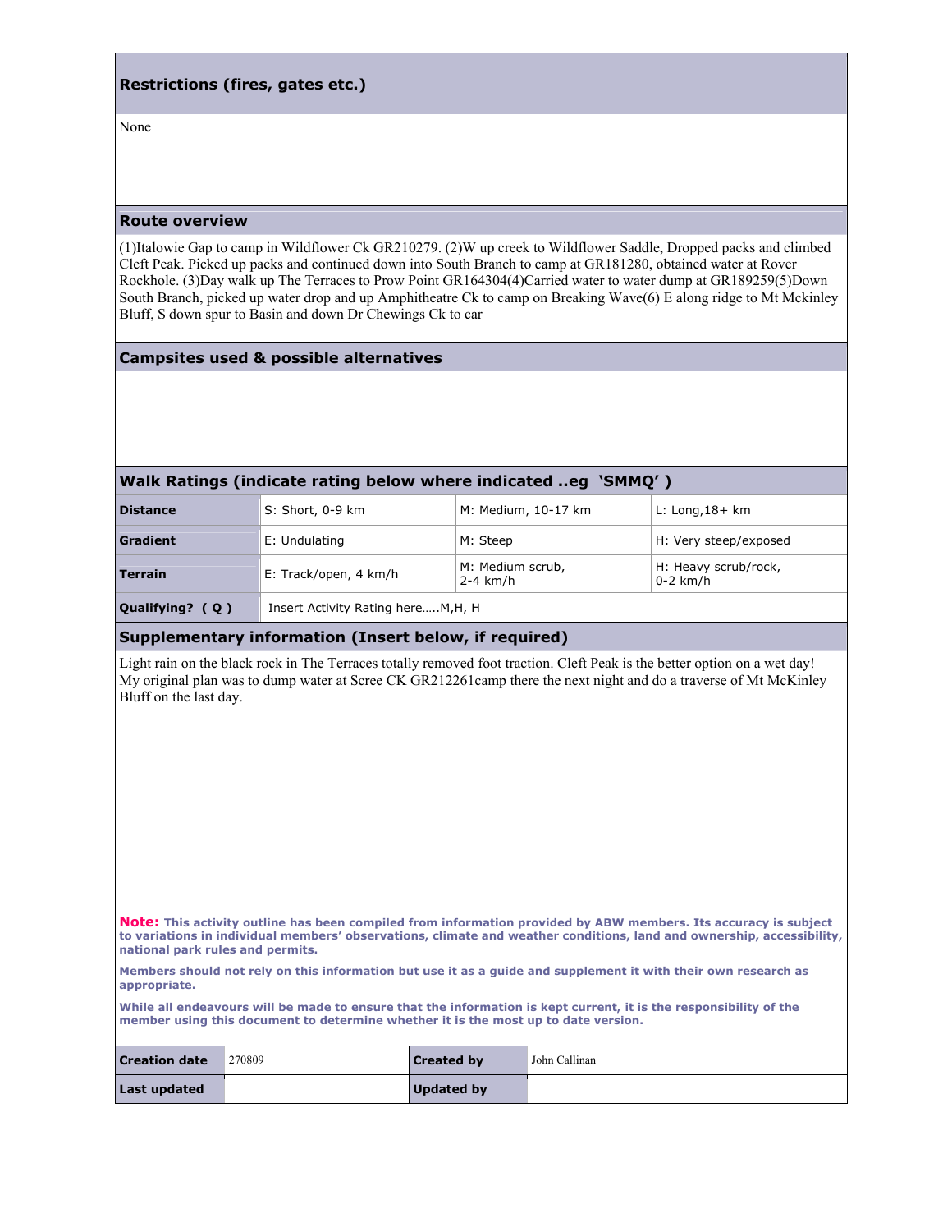## Restrictions (fires, gates etc.)

None

## Route overview

(1)Italowie Gap to camp in Wildflower Ck GR210279. (2)W up creek to Wildflower Saddle, Dropped packs and climbed Cleft Peak. Picked up packs and continued down into South Branch to camp at GR181280, obtained water at Rover Rockhole. (3)Day walk up The Terraces to Prow Point GR164304(4)Carried water to water dump at GR189259(5)Down South Branch, picked up water drop and up Amphitheatre Ck to camp on Breaking Wave(6) E along ridge to Mt Mckinley Bluff, S down spur to Basin and down Dr Chewings Ck to car

## Campsites used & possible alternatives

## Walk Ratings (indicate rating below where indicated ..eg 'SMMQ' )

| | | | |
|---|---|---|---|
| **Distance** | S: Short, 0-9 km | M: Medium, 10-17 km | L: Long,18+ km |
| **Gradient** | E: Undulating | M: Steep | H: Very steep/exposed |
| **Terrain** | E: Track/open, 4 km/h | M: Medium scrub, 2-4 km/h | H: Heavy scrub/rock, 0-2 km/h |
| **Qualifying? ( Q )** | Insert Activity Rating here…..M,H, H | | |

## Supplementary information (Insert below, if required)

Light rain on the black rock in The Terraces totally removed foot traction. Cleft Peak is the better option on a wet day! My original plan was to dump water at Scree CK GR212261camp there the next night and do a traverse of Mt McKinley Bluff on the last day.

**Note:** **This activity outline has been compiled from information provided by ABW members. Its accuracy is subject to variations in individual members' observations, climate and weather conditions, land and ownership, accessibility, national park rules and permits.**

**Members should not rely on this information but use it as a guide and supplement it with their own research as appropriate.**

**While all endeavours will be made to ensure that the information is kept current, it is the responsibility of the member using this document to determine whether it is the most up to date version.**

| | | | |
|---|---|---|---|
| **Creation date** | 270809 | **Created by** | John Callinan |
| **Last updated** | | **Updated by** | |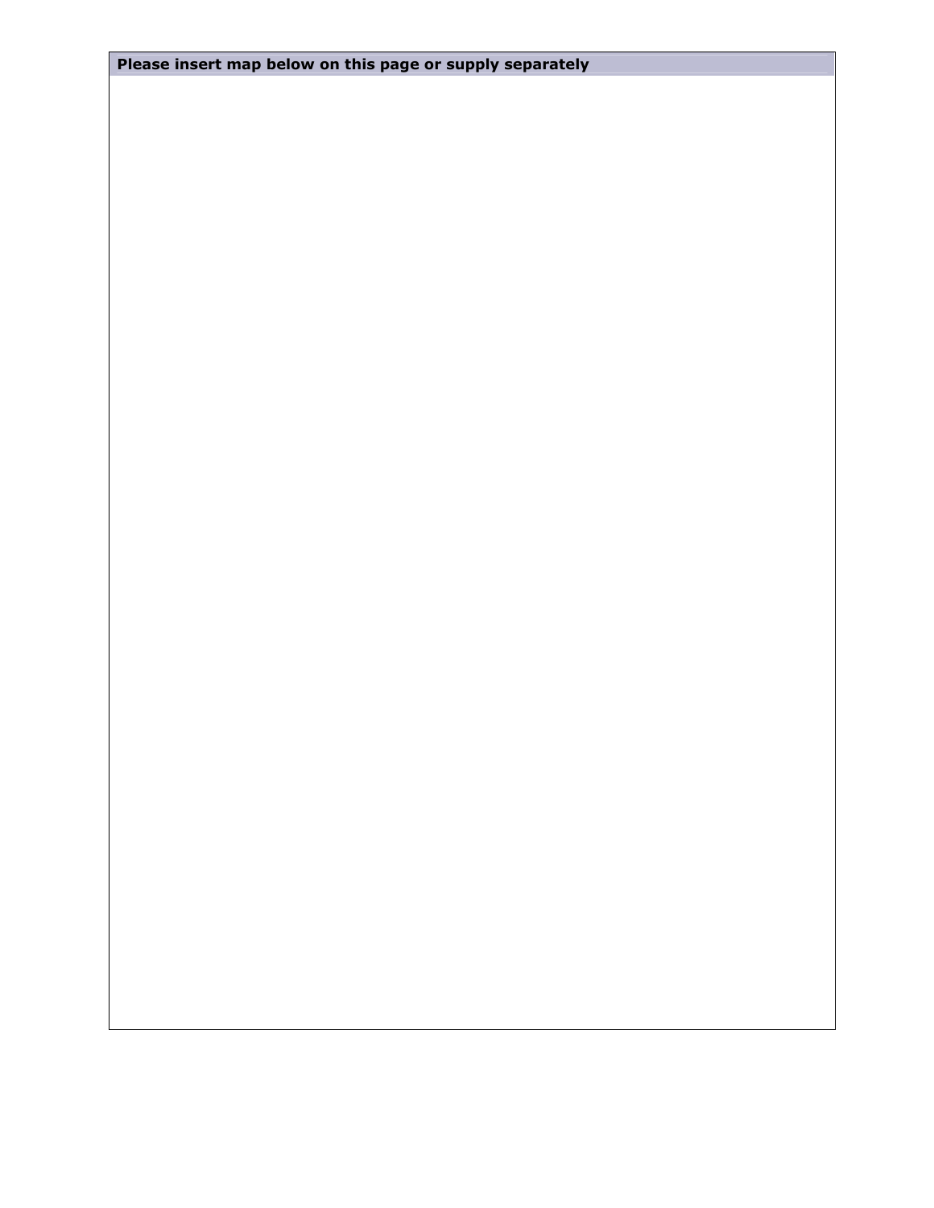**Please insert map below on this page or supply separately**